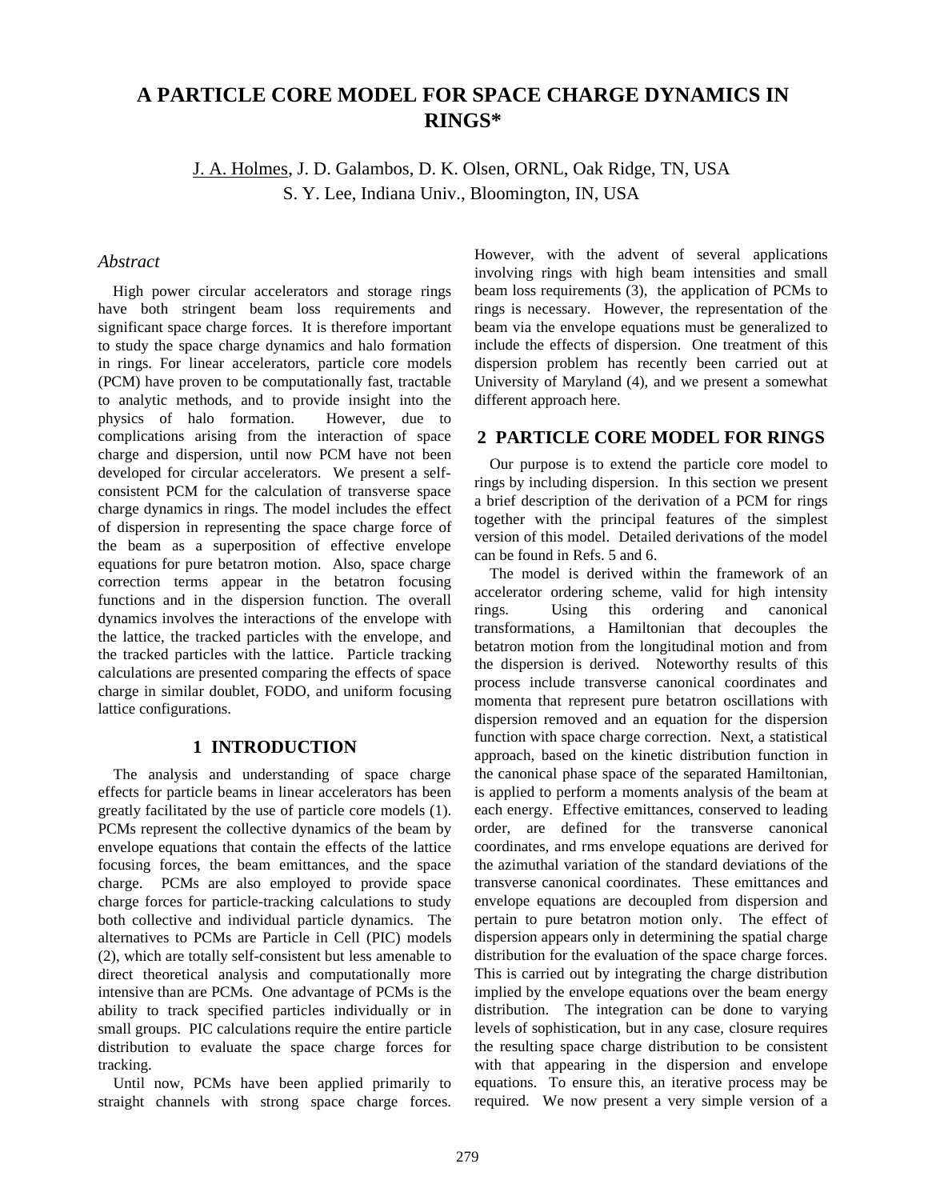# A PARTICLE CORE MODEL FOR SPACE CHARGE DYNAMICS IN RINGS*

J. A. Holmes, J. D. Galambos, D. K. Olsen, ORNL, Oak Ridge, TN, USA
S. Y. Lee, Indiana Univ., Bloomington, IN, USA

### *Abstract*

High power circular accelerators and storage rings have both stringent beam loss requirements and significant space charge forces. It is therefore important to study the space charge dynamics and halo formation in rings. For linear accelerators, particle core models (PCM) have proven to be computationally fast, tractable to analytic methods, and to provide insight into the physics of halo formation. However, due to complications arising from the interaction of space charge and dispersion, until now PCM have not been developed for circular accelerators. We present a self-consistent PCM for the calculation of transverse space charge dynamics in rings. The model includes the effect of dispersion in representing the space charge force of the beam as a superposition of effective envelope equations for pure betatron motion. Also, space charge correction terms appear in the betatron focusing functions and in the dispersion function. The overall dynamics involves the interactions of the envelope with the lattice, the tracked particles with the envelope, and the tracked particles with the lattice. Particle tracking calculations are presented comparing the effects of space charge in similar doublet, FODO, and uniform focusing lattice configurations.

## 1 INTRODUCTION

The analysis and understanding of space charge effects for particle beams in linear accelerators has been greatly facilitated by the use of particle core models (1). PCMs represent the collective dynamics of the beam by envelope equations that contain the effects of the lattice focusing forces, the beam emittances, and the space charge. PCMs are also employed to provide space charge forces for particle-tracking calculations to study both collective and individual particle dynamics. The alternatives to PCMs are Particle in Cell (PIC) models (2), which are totally self-consistent but less amenable to direct theoretical analysis and computationally more intensive than are PCMs. One advantage of PCMs is the ability to track specified particles individually or in small groups. PIC calculations require the entire particle distribution to evaluate the space charge forces for tracking.

Until now, PCMs have been applied primarily to straight channels with strong space charge forces. However, with the advent of several applications involving rings with high beam intensities and small beam loss requirements (3), the application of PCMs to rings is necessary. However, the representation of the beam via the envelope equations must be generalized to include the effects of dispersion. One treatment of this dispersion problem has recently been carried out at University of Maryland (4), and we present a somewhat different approach here.

## 2 PARTICLE CORE MODEL FOR RINGS

Our purpose is to extend the particle core model to rings by including dispersion. In this section we present a brief description of the derivation of a PCM for rings together with the principal features of the simplest version of this model. Detailed derivations of the model can be found in Refs. 5 and 6.

The model is derived within the framework of an accelerator ordering scheme, valid for high intensity rings. Using this ordering and canonical transformations, a Hamiltonian that decouples the betatron motion from the longitudinal motion and from the dispersion is derived. Noteworthy results of this process include transverse canonical coordinates and momenta that represent pure betatron oscillations with dispersion removed and an equation for the dispersion function with space charge correction. Next, a statistical approach, based on the kinetic distribution function in the canonical phase space of the separated Hamiltonian, is applied to perform a moments analysis of the beam at each energy. Effective emittances, conserved to leading order, are defined for the transverse canonical coordinates, and rms envelope equations are derived for the azimuthal variation of the standard deviations of the transverse canonical coordinates. These emittances and envelope equations are decoupled from dispersion and pertain to pure betatron motion only. The effect of dispersion appears only in determining the spatial charge distribution for the evaluation of the space charge forces. This is carried out by integrating the charge distribution implied by the envelope equations over the beam energy distribution. The integration can be done to varying levels of sophistication, but in any case, closure requires the resulting space charge distribution to be consistent with that appearing in the dispersion and envelope equations. To ensure this, an iterative process may be required. We now present a very simple version of a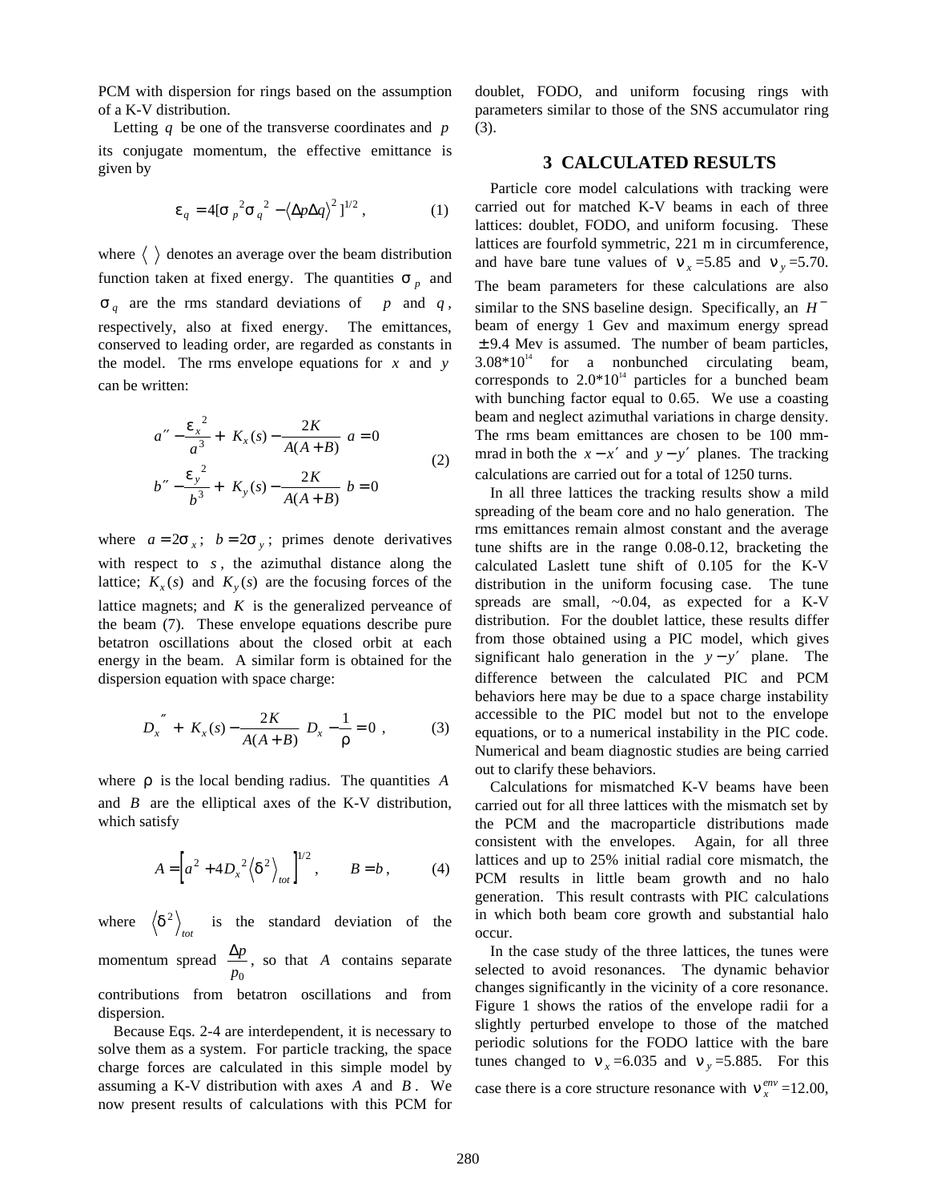PCM with dispersion for rings based on the assumption of a K-V distribution.

Letting $q$ be one of the transverse coordinates and $p$ its conjugate momentum, the effective emittance is given by

$$\varepsilon_q = 4[\sigma_p{}^2\sigma_q{}^2 - \langle \Delta p \Delta q \rangle^2]^{1/2}\ , \tag{1}$$

where $\langle\ \rangle$ denotes an average over the beam distribution function taken at fixed energy. The quantities $\sigma_p$ and $\sigma_q$ are the rms standard deviations of $p$ and $q$, respectively, also at fixed energy. The emittances, conserved to leading order, are regarded as constants in the model. The rms envelope equations for $x$ and $y$ can be written:

$$\begin{aligned} a'' - \frac{\varepsilon_x{}^2}{a^3} + \left[ K_x(s) - \frac{2K}{A(A+B)} \right] a &= 0 \\ b'' - \frac{\varepsilon_y{}^2}{b^3} + \left[ K_y(s) - \frac{2K}{A(A+B)} \right] b &= 0 \end{aligned} \tag{2}$$

where $a = 2\sigma_x$; $b = 2\sigma_y$; primes denote derivatives with respect to $s$, the azimuthal distance along the lattice; $K_x(s)$ and $K_y(s)$ are the focusing forces of the lattice magnets; and $K$ is the generalized perveance of the beam (7). These envelope equations describe pure betatron oscillations about the closed orbit at each energy in the beam. A similar form is obtained for the dispersion equation with space charge:

$$D_x'' + \left[ K_x(s) - \frac{2K}{A(A+B)} \right] D_x - \frac{1}{\rho} = 0\ , \tag{3}$$

where $\rho$ is the local bending radius. The quantities $A$ and $B$ are the elliptical axes of the K-V distribution, which satisfy

$$A = \left[ a^2 + 4D_x{}^2 \langle \delta^2 \rangle_{tot} \right]^{1/2}, \qquad B = b\ , \tag{4}$$

where $\langle \delta^2 \rangle_{tot}$ is the standard deviation of the momentum spread $\dfrac{\Delta p}{p_0}$, so that $A$ contains separate contributions from betatron oscillations and from dispersion.

Because Eqs. 2-4 are interdependent, it is necessary to solve them as a system. For particle tracking, the space charge forces are calculated in this simple model by assuming a K-V distribution with axes $A$ and $B$. We now present results of calculations with this PCM for doublet, FODO, and uniform focusing rings with parameters similar to those of the SNS accumulator ring (3).

## 3 CALCULATED RESULTS

Particle core model calculations with tracking were carried out for matched K-V beams in each of three lattices: doublet, FODO, and uniform focusing. These lattices are fourfold symmetric, 221 m in circumference, and have bare tune values of $\nu_x$=5.85 and $\nu_y$=5.70. The beam parameters for these calculations are also similar to the SNS baseline design. Specifically, an $H^-$ beam of energy 1 Gev and maximum energy spread $\pm$9.4 Mev is assumed. The number of beam particles, 3.08*10[14] for a nonbunched circulating beam, corresponds to 2.0*10[14] particles for a bunched beam with bunching factor equal to 0.65. We use a coasting beam and neglect azimuthal variations in charge density. The rms beam emittances are chosen to be 100 mm-mrad in both the $x - x'$ and $y - y'$ planes. The tracking calculations are carried out for a total of 1250 turns.

In all three lattices the tracking results show a mild spreading of the beam core and no halo generation. The rms emittances remain almost constant and the average tune shifts are in the range 0.08-0.12, bracketing the calculated Laslett tune shift of 0.105 for the K-V distribution in the uniform focusing case. The tune spreads are small, ~0.04, as expected for a K-V distribution. For the doublet lattice, these results differ from those obtained using a PIC model, which gives significant halo generation in the $y - y'$ plane. The difference between the calculated PIC and PCM behaviors here may be due to a space charge instability accessible to the PIC model but not to the envelope equations, or to a numerical instability in the PIC code. Numerical and beam diagnostic studies are being carried out to clarify these behaviors.

Calculations for mismatched K-V beams have been carried out for all three lattices with the mismatch set by the PCM and the macroparticle distributions made consistent with the envelopes. Again, for all three lattices and up to 25% initial radial core mismatch, the PCM results in little beam growth and no halo generation. This result contrasts with PIC calculations in which both beam core growth and substantial halo occur.

In the case study of the three lattices, the tunes were selected to avoid resonances. The dynamic behavior changes significantly in the vicinity of a core resonance. Figure 1 shows the ratios of the envelope radii for a slightly perturbed envelope to those of the matched periodic solutions for the FODO lattice with the bare tunes changed to $\nu_x$=6.035 and $\nu_y$=5.885. For this case there is a core structure resonance with $\nu_x^{env}$=12.00,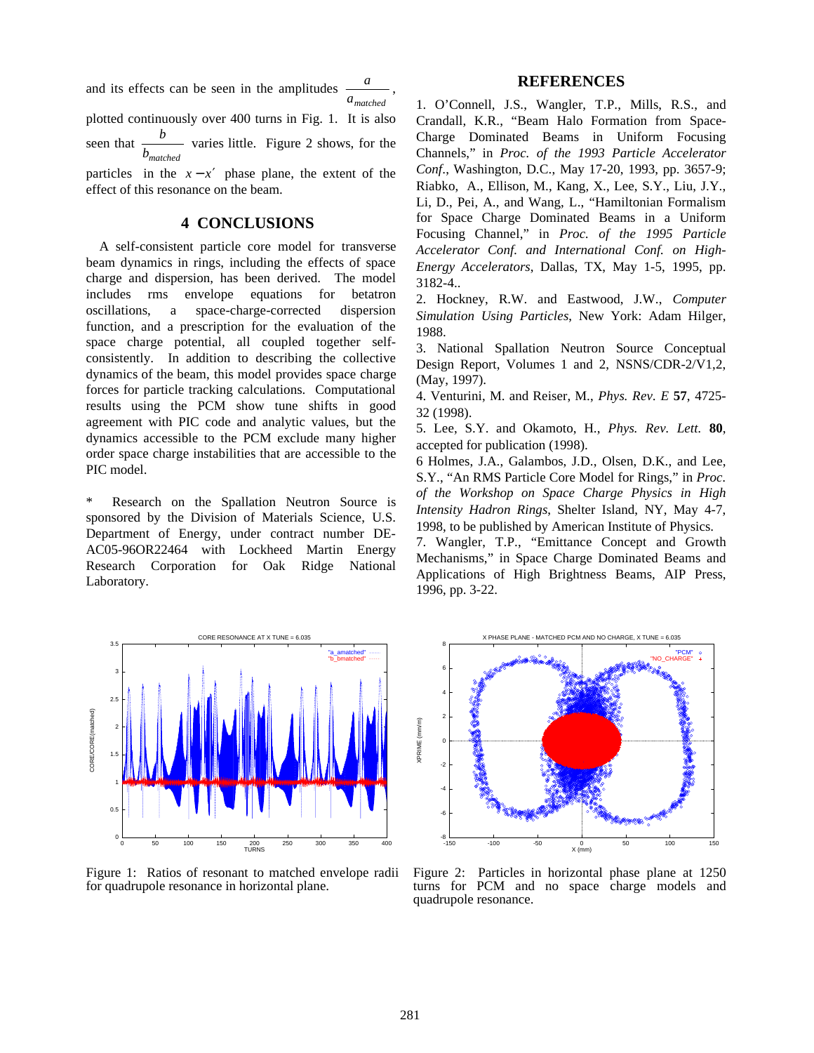and its effects can be seen in the amplitudes $\frac{a}{a_{matched}}$, plotted continuously over 400 turns in Fig. 1. It is also seen that $\frac{b}{b_{matched}}$ varies little. Figure 2 shows, for the particles in the $x - x'$ phase plane, the extent of the effect of this resonance on the beam.

## 4 CONCLUSIONS

A self-consistent particle core model for transverse beam dynamics in rings, including the effects of space charge and dispersion, has been derived. The model includes rms envelope equations for betatron oscillations, a space-charge-corrected dispersion function, and a prescription for the evaluation of the space charge potential, all coupled together self-consistently. In addition to describing the collective dynamics of the beam, this model provides space charge forces for particle tracking calculations. Computational results using the PCM show tune shifts in good agreement with PIC code and analytic values, but the dynamics accessible to the PCM exclude many higher order space charge instabilities that are accessible to the PIC model.

\* Research on the Spallation Neutron Source is sponsored by the Division of Materials Science, U.S. Department of Energy, under contract number DE-AC05-96OR22464 with Lockheed Martin Energy Research Corporation for Oak Ridge National Laboratory.

## REFERENCES

1. O'Connell, J.S., Wangler, T.P., Mills, R.S., and Crandall, K.R., "Beam Halo Formation from Space-Charge Dominated Beams in Uniform Focusing Channels," in *Proc. of the 1993 Particle Accelerator Conf.*, Washington, D.C., May 17-20, 1993, pp. 3657-9; Riabko, A., Ellison, M., Kang, X., Lee, S.Y., Liu, J.Y., Li, D., Pei, A., and Wang, L., "Hamiltonian Formalism for Space Charge Dominated Beams in a Uniform Focusing Channel," in *Proc. of the 1995 Particle Accelerator Conf. and International Conf. on High-Energy Accelerators*, Dallas, TX, May 1-5, 1995, pp. 3182-4..

2. Hockney, R.W. and Eastwood, J.W., *Computer Simulation Using Particles*, New York: Adam Hilger, 1988.

3. National Spallation Neutron Source Conceptual Design Report, Volumes 1 and 2, NSNS/CDR-2/V1,2, (May, 1997).

4. Venturini, M. and Reiser, M., *Phys. Rev. E* **57**, 4725-32 (1998).

5. Lee, S.Y. and Okamoto, H., *Phys. Rev. Lett.* **80**, accepted for publication (1998).

6 Holmes, J.A., Galambos, J.D., Olsen, D.K., and Lee, S.Y., "An RMS Particle Core Model for Rings," in *Proc. of the Workshop on Space Charge Physics in High Intensity Hadron Rings*, Shelter Island, NY, May 4-7, 1998, to be published by American Institute of Physics.

7. Wangler, T.P., "Emittance Concept and Growth Mechanisms," in Space Charge Dominated Beams and Applications of High Brightness Beams, AIP Press, 1996, pp. 3-22.

CORE RESONANCE AT X TUNE = 6.035

"a_amatched"
"b_bmatched"

CORE/CORE(matched)

TURNS

0, 0.5, 1, 1.5, 2, 2.5, 3, 3.5

0, 50, 100, 150, 200, 250, 300, 350, 400

Figure 1: Ratios of resonant to matched envelope radii for quadrupole resonance in horizontal plane.

X PHASE PLANE - MATCHED PCM AND NO CHARGE, X TUNE = 6.035

"PCM"
"NO_CHARGE"

XPRIME (mm/m)

X (mm)

-8, -6, -4, -2, 0, 2, 4, 6, 8

-150, -100, -50, 0, 50, 100, 150

Figure 2: Particles in horizontal phase plane at 1250 turns for PCM and no space charge models and quadrupole resonance.